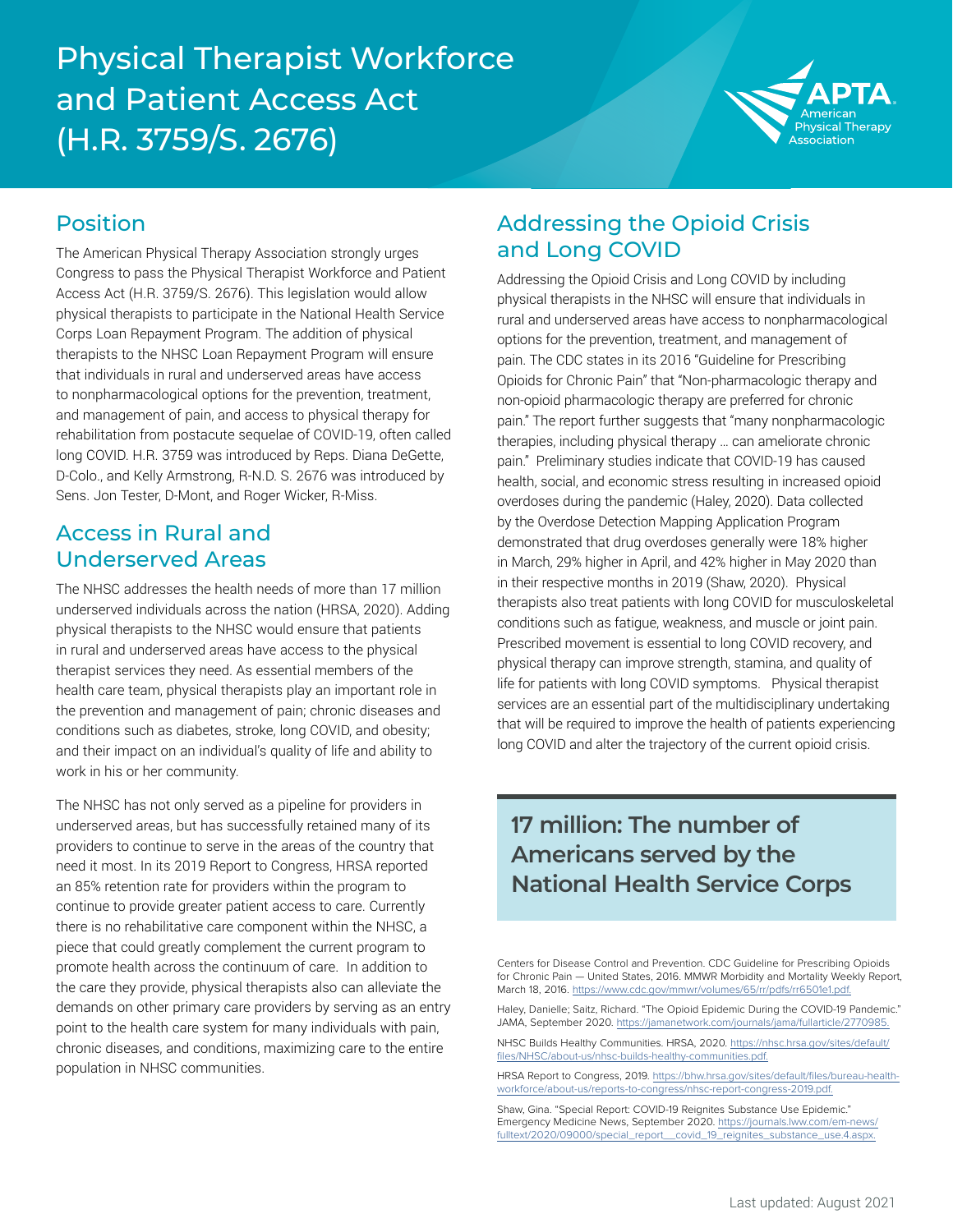# Physical Therapist Workforce and Patient Access Act (H.R. 3759/S. 2676)

APTA American Physical Therapy Association

## Position

The American Physical Therapy Association strongly urges Congress to pass the Physical Therapist Workforce and Patient Access Act (H.R. 3759/S. 2676). This legislation would allow physical therapists to participate in the National Health Service Corps Loan Repayment Program. The addition of physical therapists to the NHSC Loan Repayment Program will ensure that individuals in rural and underserved areas have access to nonpharmacological options for the prevention, treatment, and management of pain, and access to physical therapy for rehabilitation from postacute sequelae of COVID-19, often called long COVID. H.R. 3759 was introduced by Reps. Diana DeGette, D-Colo., and Kelly Armstrong, R-N.D. S. 2676 was introduced by Sens. Jon Tester, D-Mont, and Roger Wicker, R-Miss.

## Access in Rural and Underserved Areas

The NHSC addresses the health needs of more than 17 million underserved individuals across the nation (HRSA, 2020). Adding physical therapists to the NHSC would ensure that patients in rural and underserved areas have access to the physical therapist services they need. As essential members of the health care team, physical therapists play an important role in the prevention and management of pain; chronic diseases and conditions such as diabetes, stroke, long COVID, and obesity; and their impact on an individual's quality of life and ability to work in his or her community.

The NHSC has not only served as a pipeline for providers in underserved areas, but has successfully retained many of its providers to continue to serve in the areas of the country that need it most. In its 2019 Report to Congress, HRSA reported an 85% retention rate for providers within the program to continue to provide greater patient access to care. Currently there is no rehabilitative care component within the NHSC, a piece that could greatly complement the current program to promote health across the continuum of care. In addition to the care they provide, physical therapists also can alleviate the demands on other primary care providers by serving as an entry point to the health care system for many individuals with pain, chronic diseases, and conditions, maximizing care to the entire population in NHSC communities.

## Addressing the Opioid Crisis and Long COVID

Addressing the Opioid Crisis and Long COVID by including physical therapists in the NHSC will ensure that individuals in rural and underserved areas have access to nonpharmacological options for the prevention, treatment, and management of pain. The CDC states in its 2016 "Guideline for Prescribing Opioids for Chronic Pain" that "Non-pharmacologic therapy and non-opioid pharmacologic therapy are preferred for chronic pain." The report further suggests that "many nonpharmacologic therapies, including physical therapy … can ameliorate chronic pain." Preliminary studies indicate that COVID-19 has caused health, social, and economic stress resulting in increased opioid overdoses during the pandemic (Haley, 2020). Data collected by the Overdose Detection Mapping Application Program demonstrated that drug overdoses generally were 18% higher in March, 29% higher in April, and 42% higher in May 2020 than in their respective months in 2019 (Shaw, 2020). Physical therapists also treat patients with long COVID for musculoskeletal conditions such as fatigue, weakness, and muscle or joint pain. Prescribed movement is essential to long COVID recovery, and physical therapy can improve strength, stamina, and quality of life for patients with long COVID symptoms. Physical therapist services are an essential part of the multidisciplinary undertaking that will be required to improve the health of patients experiencing long COVID and alter the trajectory of the current opioid crisis.

**17 million: The number of Americans served by the National Health Service Corps**

Centers for Disease Control and Prevention. CDC Guideline for Prescribing Opioids for Chronic Pain — United States, 2016. MMWR Morbidity and Mortality Weekly Report, March 18, 2016. https://www.cdc.gov/mmwr/volumes/65/rr/pdfs/rr6501e1.pdf.

Haley, Danielle; Saitz, Richard. "The Opioid Epidemic During the COVID-19 Pandemic." JAMA, September 2020. https://jamanetwork.com/journals/jama/fullarticle/2770985.

NHSC Builds Healthy Communities. HRSA, 2020. https://nhsc.hrsa.gov/sites/default/files/NHSC/about-us/nhsc-builds-healthy-communities.pdf.

HRSA Report to Congress, 2019. https://bhw.hrsa.gov/sites/default/files/bureau-health-workforce/about-us/reports-to-congress/nhsc-report-congress-2019.pdf.

Shaw, Gina. "Special Report: COVID-19 Reignites Substance Use Epidemic." Emergency Medicine News, September 2020. https://journals.lww.com/em-news/fulltext/2020/09000/special_report__covid_19_reignites_substance_use.4.aspx.

Last updated: August 2021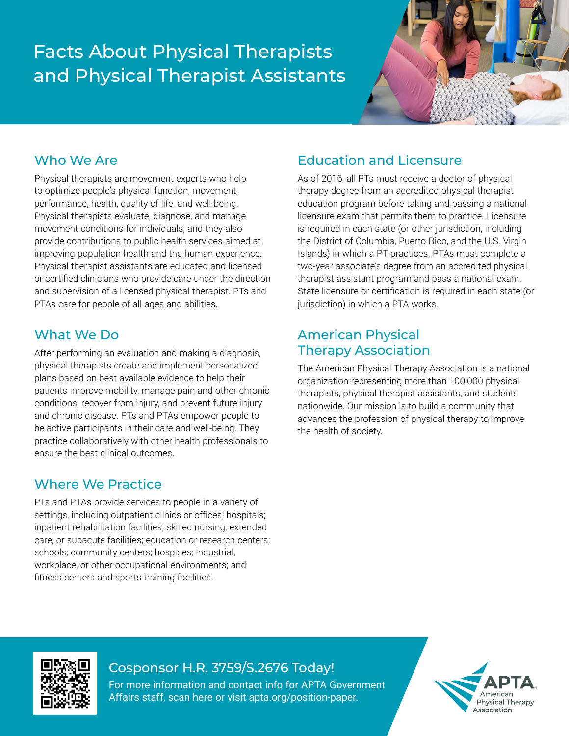# Facts About Physical Therapists and Physical Therapist Assistants

## Who We Are

Physical therapists are movement experts who help to optimize people's physical function, movement, performance, health, quality of life, and well-being. Physical therapists evaluate, diagnose, and manage movement conditions for individuals, and they also provide contributions to public health services aimed at improving population health and the human experience. Physical therapist assistants are educated and licensed or certified clinicians who provide care under the direction and supervision of a licensed physical therapist. PTs and PTAs care for people of all ages and abilities.

## What We Do

After performing an evaluation and making a diagnosis, physical therapists create and implement personalized plans based on best available evidence to help their patients improve mobility, manage pain and other chronic conditions, recover from injury, and prevent future injury and chronic disease. PTs and PTAs empower people to be active participants in their care and well-being. They practice collaboratively with other health professionals to ensure the best clinical outcomes.

## Where We Practice

PTs and PTAs provide services to people in a variety of settings, including outpatient clinics or offices; hospitals; inpatient rehabilitation facilities; skilled nursing, extended care, or subacute facilities; education or research centers; schools; community centers; hospices; industrial, workplace, or other occupational environments; and fitness centers and sports training facilities.

## Education and Licensure

As of 2016, all PTs must receive a doctor of physical therapy degree from an accredited physical therapist education program before taking and passing a national licensure exam that permits them to practice. Licensure is required in each state (or other jurisdiction, including the District of Columbia, Puerto Rico, and the U.S. Virgin Islands) in which a PT practices. PTAs must complete a two-year associate's degree from an accredited physical therapist assistant program and pass a national exam. State licensure or certification is required in each state (or jurisdiction) in which a PTA works.

## American Physical Therapy Association

The American Physical Therapy Association is a national organization representing more than 100,000 physical therapists, physical therapist assistants, and students nationwide. Our mission is to build a community that advances the profession of physical therapy to improve the health of society.

## Cosponsor H.R. 3759/S.2676 Today!

For more information and contact info for APTA Government Affairs staff, scan here or visit apta.org/position-paper.

APTA American Physical Therapy Association